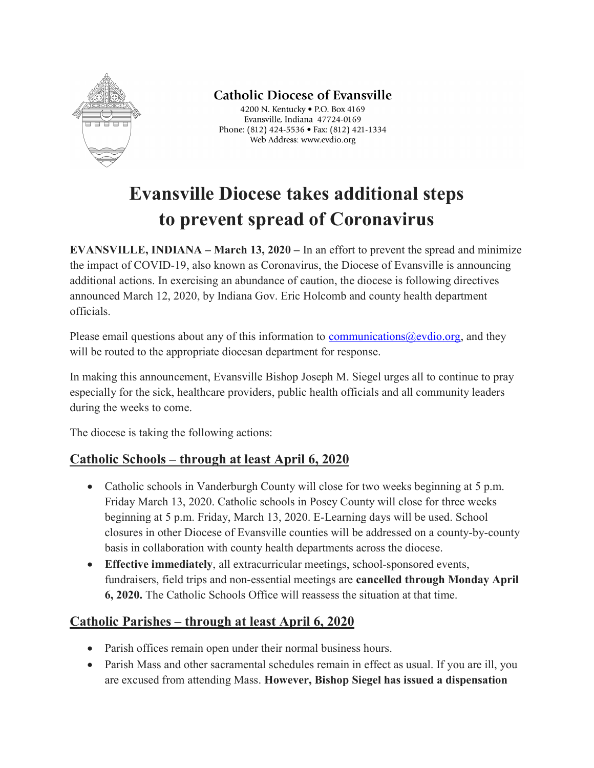**Catholic Diocese of Evansville**

4200 N. Kentucky • P.O. Box 4169
Evansville, Indiana 47724-0169
Phone: (812) 424-5536 • Fax: (812) 421-1334
Web Address: www.evdio.org

# Evansville Diocese takes additional steps to prevent spread of Coronavirus

**EVANSVILLE, INDIANA – March 13, 2020 –** In an effort to prevent the spread and minimize the impact of COVID-19, also known as Coronavirus, the Diocese of Evansville is announcing additional actions. In exercising an abundance of caution, the diocese is following directives announced March 12, 2020, by Indiana Gov. Eric Holcomb and county health department officials.

Please email questions about any of this information to communications@evdio.org, and they will be routed to the appropriate diocesan department for response.

In making this announcement, Evansville Bishop Joseph M. Siegel urges all to continue to pray especially for the sick, healthcare providers, public health officials and all community leaders during the weeks to come.

The diocese is taking the following actions:

## Catholic Schools – through at least April 6, 2020

- Catholic schools in Vanderburgh County will close for two weeks beginning at 5 p.m. Friday March 13, 2020. Catholic schools in Posey County will close for three weeks beginning at 5 p.m. Friday, March 13, 2020. E-Learning days will be used. School closures in other Diocese of Evansville counties will be addressed on a county-by-county basis in collaboration with county health departments across the diocese.
- **Effective immediately**, all extracurricular meetings, school-sponsored events, fundraisers, field trips and non-essential meetings are **cancelled through Monday April 6, 2020.** The Catholic Schools Office will reassess the situation at that time.

## Catholic Parishes – through at least April 6, 2020

- Parish offices remain open under their normal business hours.
- Parish Mass and other sacramental schedules remain in effect as usual. If you are ill, you are excused from attending Mass. **However, Bishop Siegel has issued a dispensation**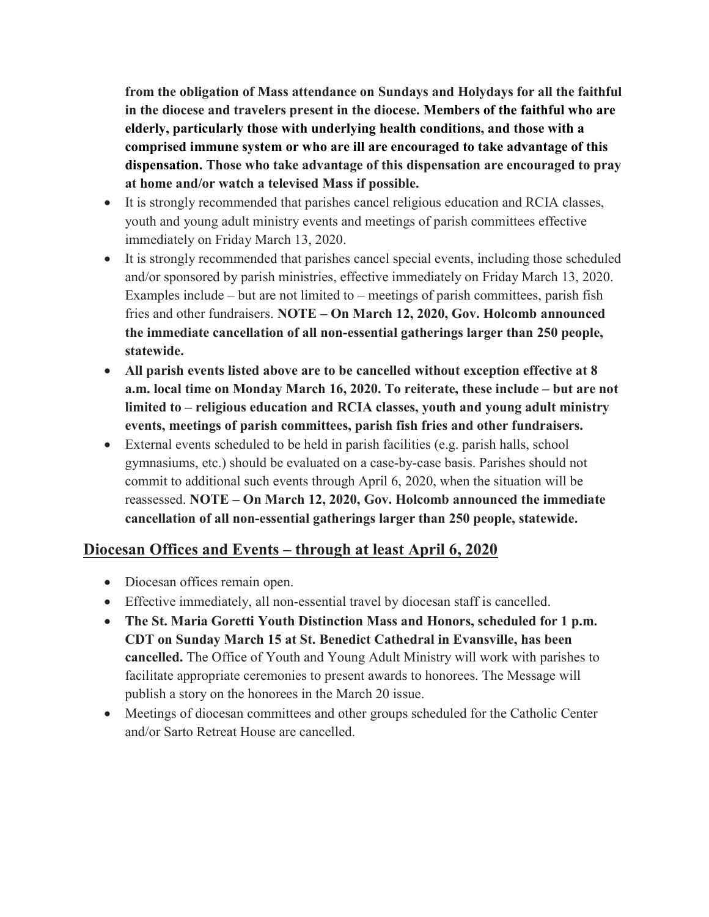**from the obligation of Mass attendance on Sundays and Holydays for all the faithful in the diocese and travelers present in the diocese. Members of the faithful who are elderly, particularly those with underlying health conditions, and those with a comprised immune system or who are ill are encouraged to take advantage of this dispensation. Those who take advantage of this dispensation are encouraged to pray at home and/or watch a televised Mass if possible.**

- It is strongly recommended that parishes cancel religious education and RCIA classes, youth and young adult ministry events and meetings of parish committees effective immediately on Friday March 13, 2020.
- It is strongly recommended that parishes cancel special events, including those scheduled and/or sponsored by parish ministries, effective immediately on Friday March 13, 2020. Examples include – but are not limited to – meetings of parish committees, parish fish fries and other fundraisers. **NOTE – On March 12, 2020, Gov. Holcomb announced the immediate cancellation of all non-essential gatherings larger than 250 people, statewide.**
- **All parish events listed above are to be cancelled without exception effective at 8 a.m. local time on Monday March 16, 2020. To reiterate, these include – but are not limited to – religious education and RCIA classes, youth and young adult ministry events, meetings of parish committees, parish fish fries and other fundraisers.**
- External events scheduled to be held in parish facilities (e.g. parish halls, school gymnasiums, etc.) should be evaluated on a case-by-case basis. Parishes should not commit to additional such events through April 6, 2020, when the situation will be reassessed. **NOTE – On March 12, 2020, Gov. Holcomb announced the immediate cancellation of all non-essential gatherings larger than 250 people, statewide.**

## Diocesan Offices and Events – through at least April 6, 2020

- Diocesan offices remain open.
- Effective immediately, all non-essential travel by diocesan staff is cancelled.
- **The St. Maria Goretti Youth Distinction Mass and Honors, scheduled for 1 p.m. CDT on Sunday March 15 at St. Benedict Cathedral in Evansville, has been cancelled.** The Office of Youth and Young Adult Ministry will work with parishes to facilitate appropriate ceremonies to present awards to honorees. The Message will publish a story on the honorees in the March 20 issue.
- Meetings of diocesan committees and other groups scheduled for the Catholic Center and/or Sarto Retreat House are cancelled.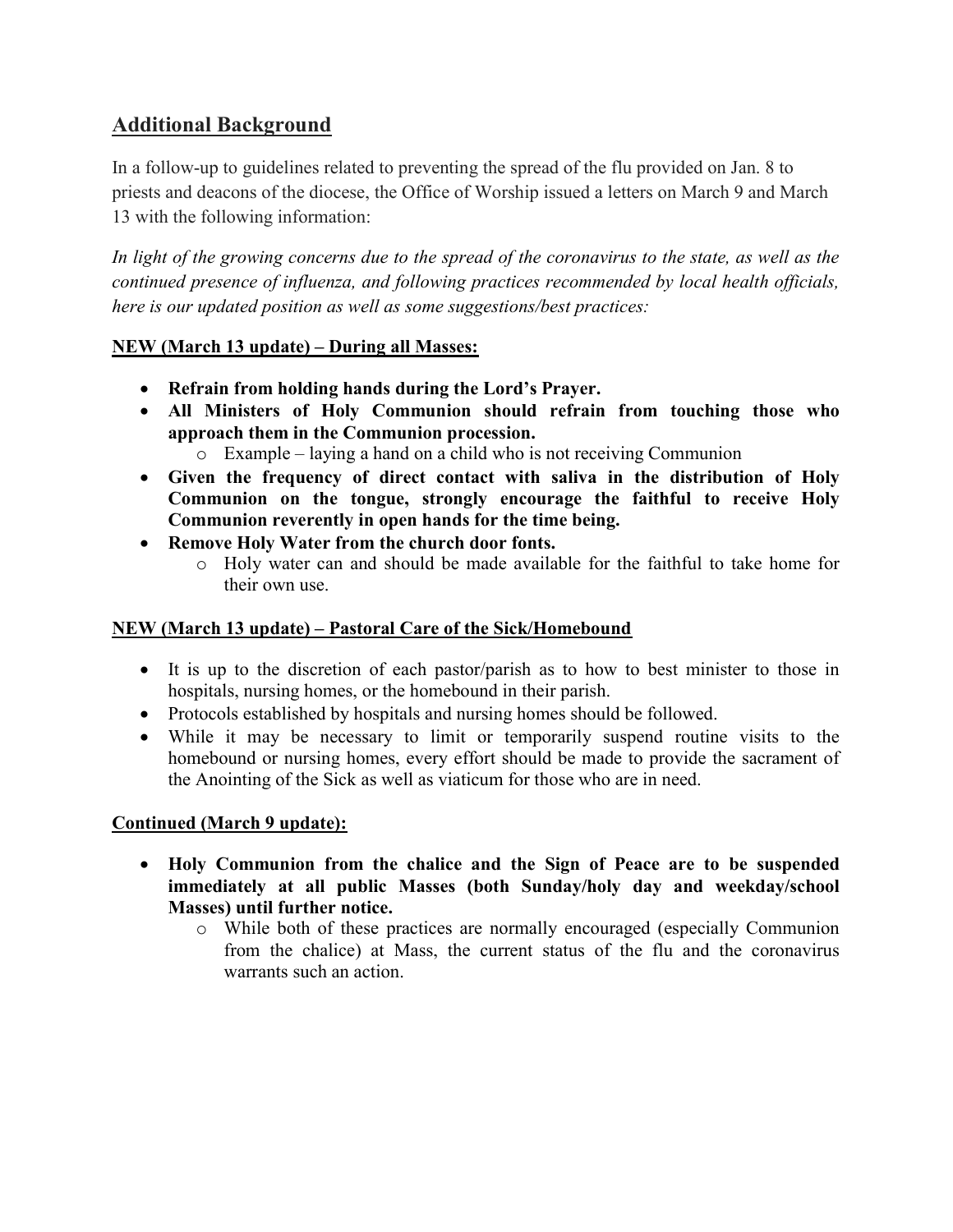## Additional Background

In a follow-up to guidelines related to preventing the spread of the flu provided on Jan. 8 to priests and deacons of the diocese, the Office of Worship issued a letters on March 9 and March 13 with the following information:

*In light of the growing concerns due to the spread of the coronavirus to the state, as well as the continued presence of influenza, and following practices recommended by local health officials, here is our updated position as well as some suggestions/best practices:*

### NEW (March 13 update) – During all Masses:

- **Refrain from holding hands during the Lord's Prayer.**
- **All Ministers of Holy Communion should refrain from touching those who approach them in the Communion procession.**
  - Example – laying a hand on a child who is not receiving Communion
- **Given the frequency of direct contact with saliva in the distribution of Holy Communion on the tongue, strongly encourage the faithful to receive Holy Communion reverently in open hands for the time being.**
- **Remove Holy Water from the church door fonts.**
  - Holy water can and should be made available for the faithful to take home for their own use.

### NEW (March 13 update) – Pastoral Care of the Sick/Homebound

- It is up to the discretion of each pastor/parish as to how to best minister to those in hospitals, nursing homes, or the homebound in their parish.
- Protocols established by hospitals and nursing homes should be followed.
- While it may be necessary to limit or temporarily suspend routine visits to the homebound or nursing homes, every effort should be made to provide the sacrament of the Anointing of the Sick as well as viaticum for those who are in need.

### Continued (March 9 update):

- **Holy Communion from the chalice and the Sign of Peace are to be suspended immediately at all public Masses (both Sunday/holy day and weekday/school Masses) until further notice.**
  - While both of these practices are normally encouraged (especially Communion from the chalice) at Mass, the current status of the flu and the coronavirus warrants such an action.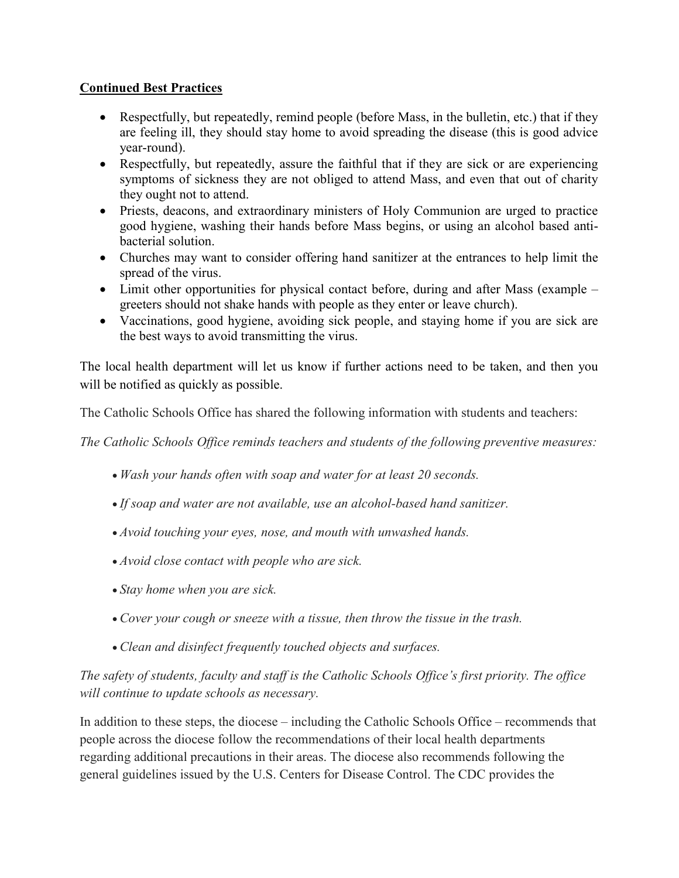**Continued Best Practices**

- Respectfully, but repeatedly, remind people (before Mass, in the bulletin, etc.) that if they are feeling ill, they should stay home to avoid spreading the disease (this is good advice year-round).
- Respectfully, but repeatedly, assure the faithful that if they are sick or are experiencing symptoms of sickness they are not obliged to attend Mass, and even that out of charity they ought not to attend.
- Priests, deacons, and extraordinary ministers of Holy Communion are urged to practice good hygiene, washing their hands before Mass begins, or using an alcohol based anti-bacterial solution.
- Churches may want to consider offering hand sanitizer at the entrances to help limit the spread of the virus.
- Limit other opportunities for physical contact before, during and after Mass (example – greeters should not shake hands with people as they enter or leave church).
- Vaccinations, good hygiene, avoiding sick people, and staying home if you are sick are the best ways to avoid transmitting the virus.

The local health department will let us know if further actions need to be taken, and then you will be notified as quickly as possible.

The Catholic Schools Office has shared the following information with students and teachers:

*The Catholic Schools Office reminds teachers and students of the following preventive measures:*

- *Wash your hands often with soap and water for at least 20 seconds.*
- *If soap and water are not available, use an alcohol-based hand sanitizer.*
- *Avoid touching your eyes, nose, and mouth with unwashed hands.*
- *Avoid close contact with people who are sick.*
- *Stay home when you are sick.*
- *Cover your cough or sneeze with a tissue, then throw the tissue in the trash.*
- *Clean and disinfect frequently touched objects and surfaces.*

*The safety of students, faculty and staff is the Catholic Schools Office's first priority. The office will continue to update schools as necessary.*

In addition to these steps, the diocese – including the Catholic Schools Office – recommends that people across the diocese follow the recommendations of their local health departments regarding additional precautions in their areas. The diocese also recommends following the general guidelines issued by the U.S. Centers for Disease Control. The CDC provides the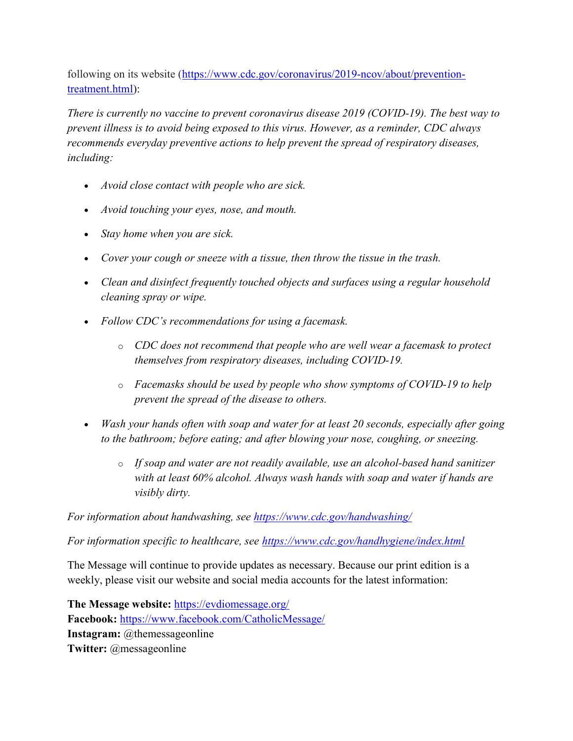following on its website ([https://www.cdc.gov/coronavirus/2019-ncov/about/prevention-treatment.html](https://www.cdc.gov/coronavirus/2019-ncov/about/prevention-treatment.html)):

*There is currently no vaccine to prevent coronavirus disease 2019 (COVID-19). The best way to prevent illness is to avoid being exposed to this virus. However, as a reminder, CDC always recommends everyday preventive actions to help prevent the spread of respiratory diseases, including:*

- *Avoid close contact with people who are sick.*
- *Avoid touching your eyes, nose, and mouth.*
- *Stay home when you are sick.*
- *Cover your cough or sneeze with a tissue, then throw the tissue in the trash.*
- *Clean and disinfect frequently touched objects and surfaces using a regular household cleaning spray or wipe.*
- *Follow CDC's recommendations for using a facemask.*
    - *CDC does not recommend that people who are well wear a facemask to protect themselves from respiratory diseases, including COVID-19.*
    - *Facemasks should be used by people who show symptoms of COVID-19 to help prevent the spread of the disease to others.*
- *Wash your hands often with soap and water for at least 20 seconds, especially after going to the bathroom; before eating; and after blowing your nose, coughing, or sneezing.*
    - *If soap and water are not readily available, use an alcohol-based hand sanitizer with at least 60% alcohol. Always wash hands with soap and water if hands are visibly dirty.*

*For information about handwashing, see [https://www.cdc.gov/handwashing/](https://www.cdc.gov/handwashing/)*

*For information specific to healthcare, see [https://www.cdc.gov/handhygiene/index.html](https://www.cdc.gov/handhygiene/index.html)*

The Message will continue to provide updates as necessary. Because our print edition is a weekly, please visit our website and social media accounts for the latest information:

**The Message website:** [https://evdiomessage.org/](https://evdiomessage.org/)
**Facebook:** [https://www.facebook.com/CatholicMessage/](https://www.facebook.com/CatholicMessage/)
**Instagram:** @themessageonline
**Twitter:** @messageonline